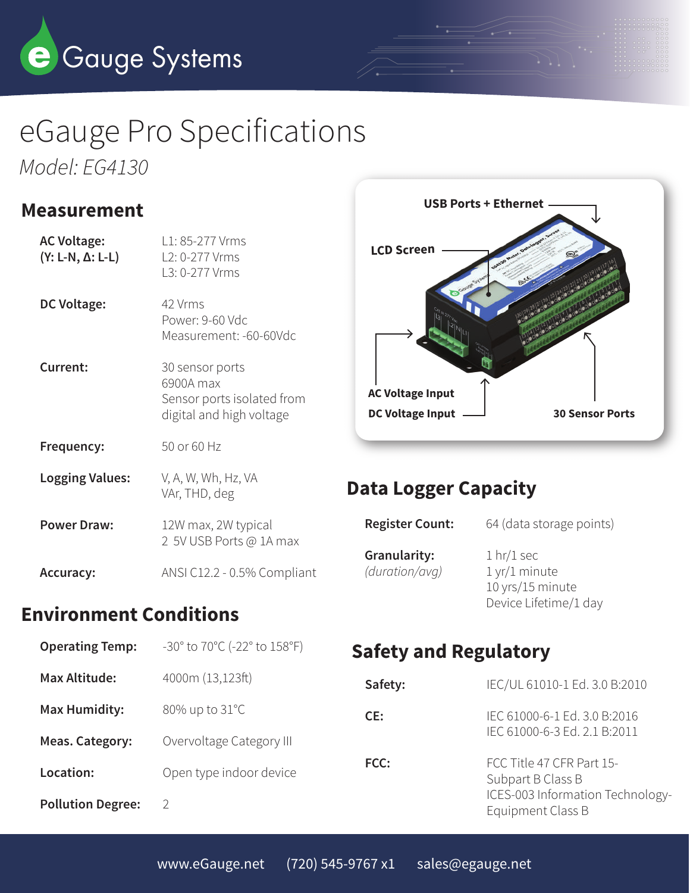eGauge Systems

# eGauge Pro Specifications

*Model: EG4130*

## Measurement

| | |
|---|---|
| **AC Voltage:** **(Y: L-N, Δ: L-L)** | L1: 85-277 Vrms<br>L2: 0-277 Vrms<br>L3: 0-277 Vrms |
| **DC Voltage:** | 42 Vrms<br>Power: 9-60 Vdc<br>Measurement: -60-60Vdc |
| **Current:** | 30 sensor ports<br>6900A max<br>Sensor ports isolated from digital and high voltage |
| **Frequency:** | 50 or 60 Hz |
| **Logging Values:** | V, A, W, Wh, Hz, VA<br>VAr, THD, deg |
| **Power Draw:** | 12W max, 2W typical<br>2 5V USB Ports @ 1A max |
| **Accuracy:** | ANSI C12.2 - 0.5% Compliant |

## Environment Conditions

| | |
|---|---|
| **Operating Temp:** | -30° to 70°C (-22° to 158°F) |
| **Max Altitude:** | 4000m (13,123ft) |
| **Max Humidity:** | 80% up to 31°C |
| **Meas. Category:** | Overvoltage Category III |
| **Location:** | Open type indoor device |
| **Pollution Degree:** | 2 |

USB Ports + Ethernet

LCD Screen

AC Voltage Input

DC Voltage Input

30 Sensor Ports

## Data Logger Capacity

| | |
|---|---|
| **Register Count:** | 64 (data storage points) |
| **Granularity:** *(duration/avg)* | 1 hr/1 sec<br>1 yr/1 minute<br>10 yrs/15 minute<br>Device Lifetime/1 day |

## Safety and Regulatory

| | |
|---|---|
| **Safety:** | IEC/UL 61010-1 Ed. 3.0 B:2010 |
| **CE:** | IEC 61000-6-1 Ed. 3.0 B:2016<br>IEC 61000-6-3 Ed. 2.1 B:2011 |
| **FCC:** | FCC Title 47 CFR Part 15-Subpart B Class B<br>ICES-003 Information Technology-Equipment Class B |

www.eGauge.net (720) 545-9767 x1 sales@egauge.net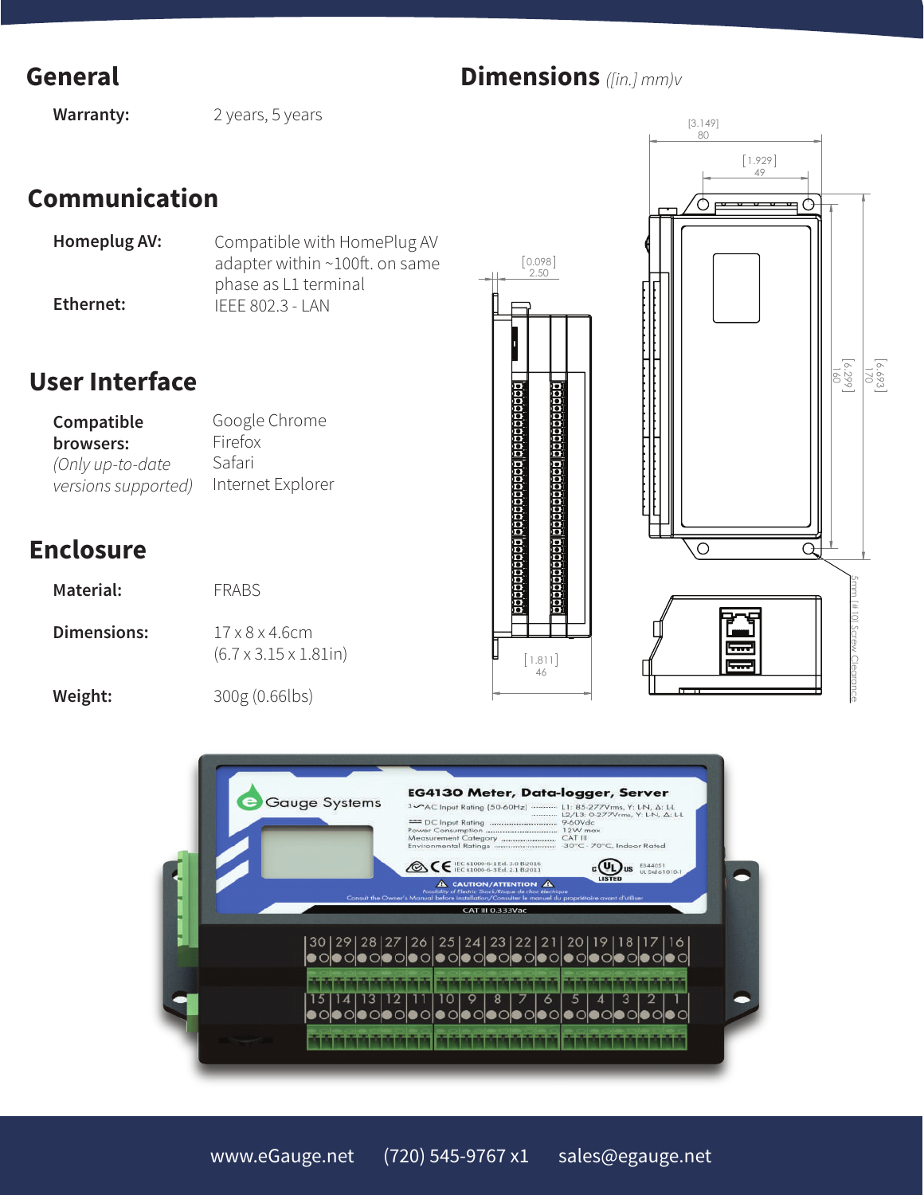## General

| | |
|---|---|
| **Warranty:** | 2 years, 5 years |

## Communication

| | |
|---|---|
| **Homeplug AV:** | Compatible with HomePlug AV adapter within ~100ft. on same phase as L1 terminal |
| **Ethernet:** | IEEE 802.3 - LAN |

## User Interface

| | |
|---|---|
| **Compatible browsers:** *(Only up-to-date versions supported)* | Google Chrome<br>Firefox<br>Safari<br>Internet Explorer |

## Enclosure

| | |
|---|---|
| **Material:** | FRABS |
| **Dimensions:** | 17 x 8 x 4.6cm<br>(6.7 x 3.15 x 1.81in) |
| **Weight:** | 300g (0.66lbs) |

## Dimensions *([in.] mm)v*

[3.149]
80

[1.929]
49

[0.098]
2.50

[6.299]
160

[6.693]
170

[1.811]
46

5mm (#10) Screw Clearance

www.eGauge.net (720) 545-9767 x1 sales@egauge.net